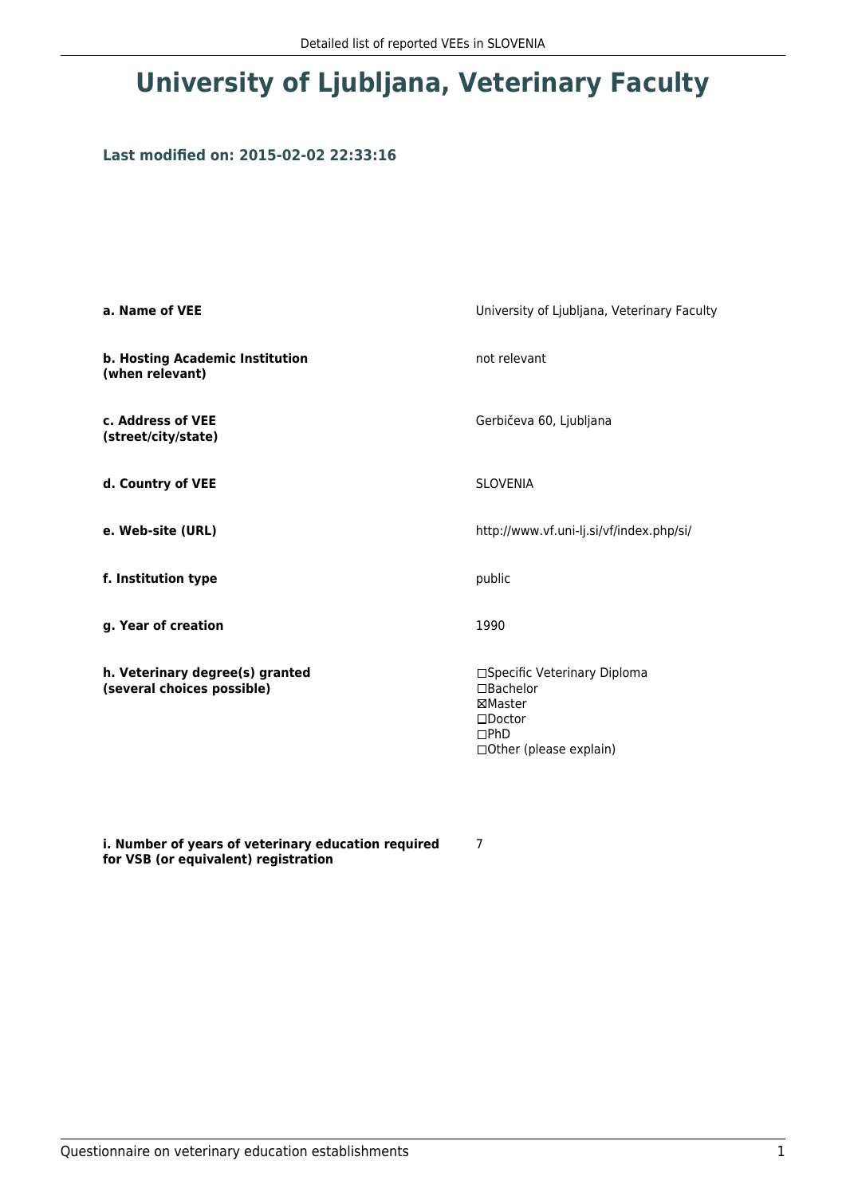# University of Ljubljana, Veterinary Faculty

### Last modified on: 2015-02-02 22:33:16

| | |
|---|---|
| **a. Name of VEE** | University of Ljubljana, Veterinary Faculty |
| **b. Hosting Academic Institution (when relevant)** | not relevant |
| **c. Address of VEE (street/city/state)** | Gerbičeva 60, Ljubljana |
| **d. Country of VEE** | SLOVENIA |
| **e. Web-site (URL)** | http://www.vf.uni-lj.si/vf/index.php/si/ |
| **f. Institution type** | public |
| **g. Year of creation** | 1990 |
| **h. Veterinary degree(s) granted (several choices possible)** | ☐Specific Veterinary Diploma<br>☐Bachelor<br>☒Master<br>☐Doctor<br>☐PhD<br>☐Other (please explain) |
| **i. Number of years of veterinary education required for VSB (or equivalent) registration** | 7 |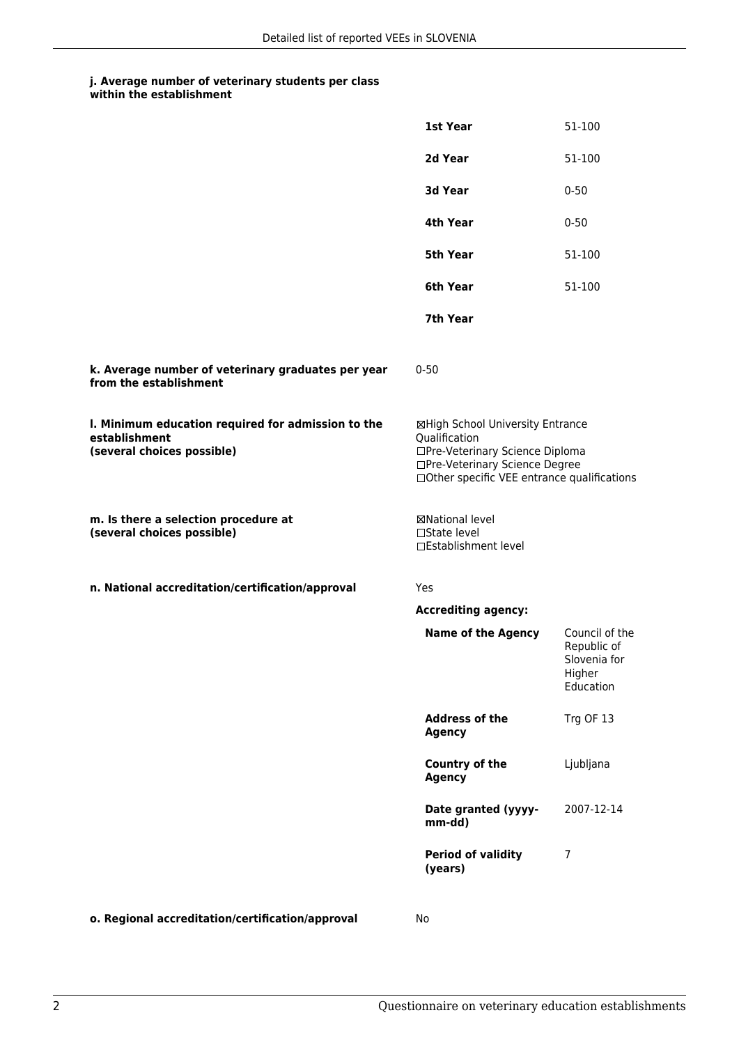**j. Average number of veterinary students per class within the establishment**

| | |
|---|---|
| **1st Year** | 51-100 |
| **2d Year** | 51-100 |
| **3d Year** | 0-50 |
| **4th Year** | 0-50 |
| **5th Year** | 51-100 |
| **6th Year** | 51-100 |
| **7th Year** | |

**k. Average number of veterinary graduates per year from the establishment**

0-50

**l. Minimum education required for admission to the establishment (several choices possible)**

☒High School University Entrance Qualification
☐Pre-Veterinary Science Diploma
☐Pre-Veterinary Science Degree
☐Other specific VEE entrance qualifications

**m. Is there a selection procedure at (several choices possible)**

☒National level
☐State level
☐Establishment level

**n. National accreditation/certification/approval**

Yes

**Accrediting agency:**

| | |
|---|---|
| **Name of the Agency** | Council of the Republic of Slovenia for Higher Education |
| **Address of the Agency** | Trg OF 13 |
| **Country of the Agency** | Ljubljana |
| **Date granted (yyyy-mm-dd)** | 2007-12-14 |
| **Period of validity (years)** | 7 |

**o. Regional accreditation/certification/approval**

No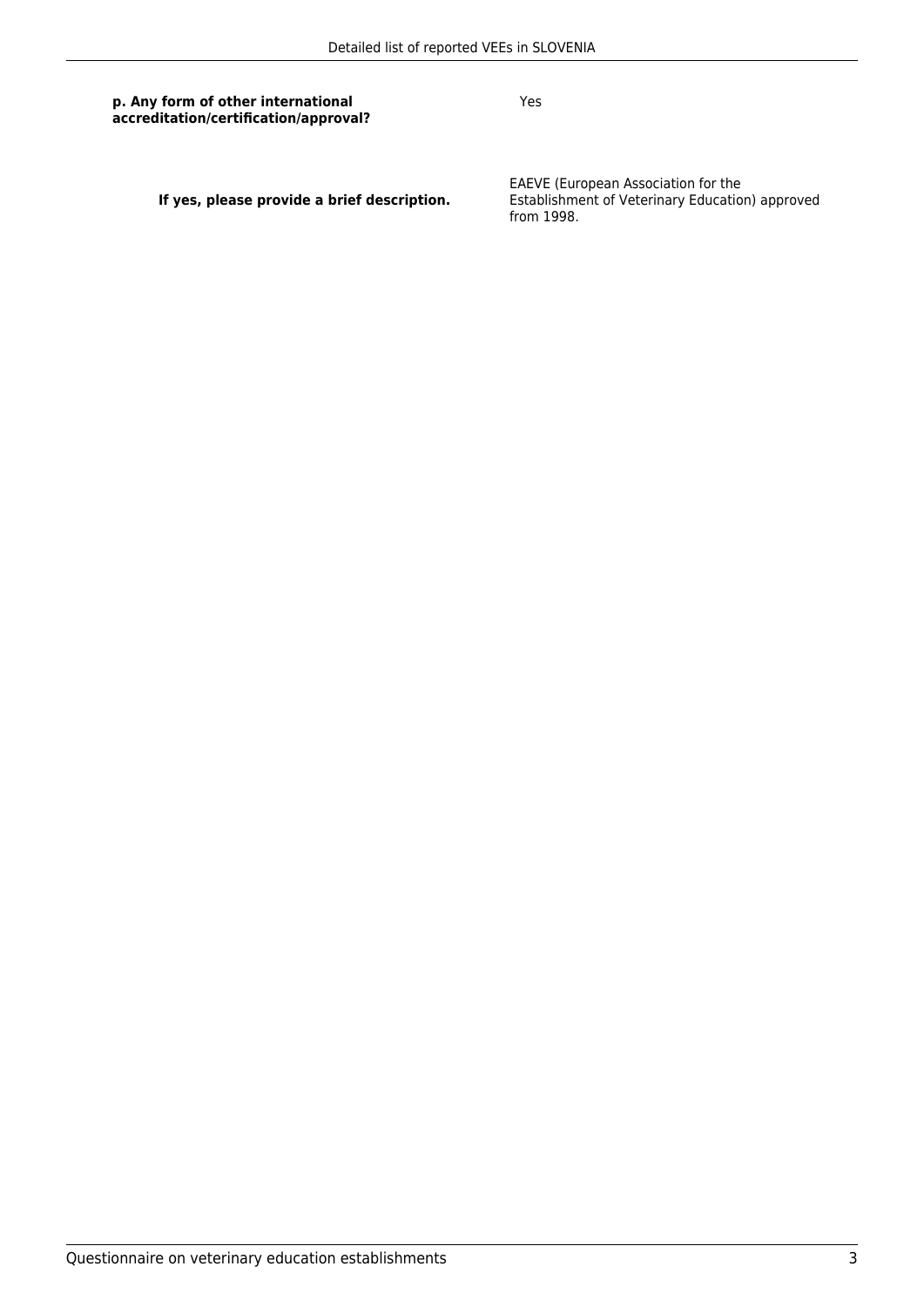**p. Any form of other international accreditation/certification/approval?**

Yes

**If yes, please provide a brief description.**

EAEVE (European Association for the Establishment of Veterinary Education) approved from 1998.